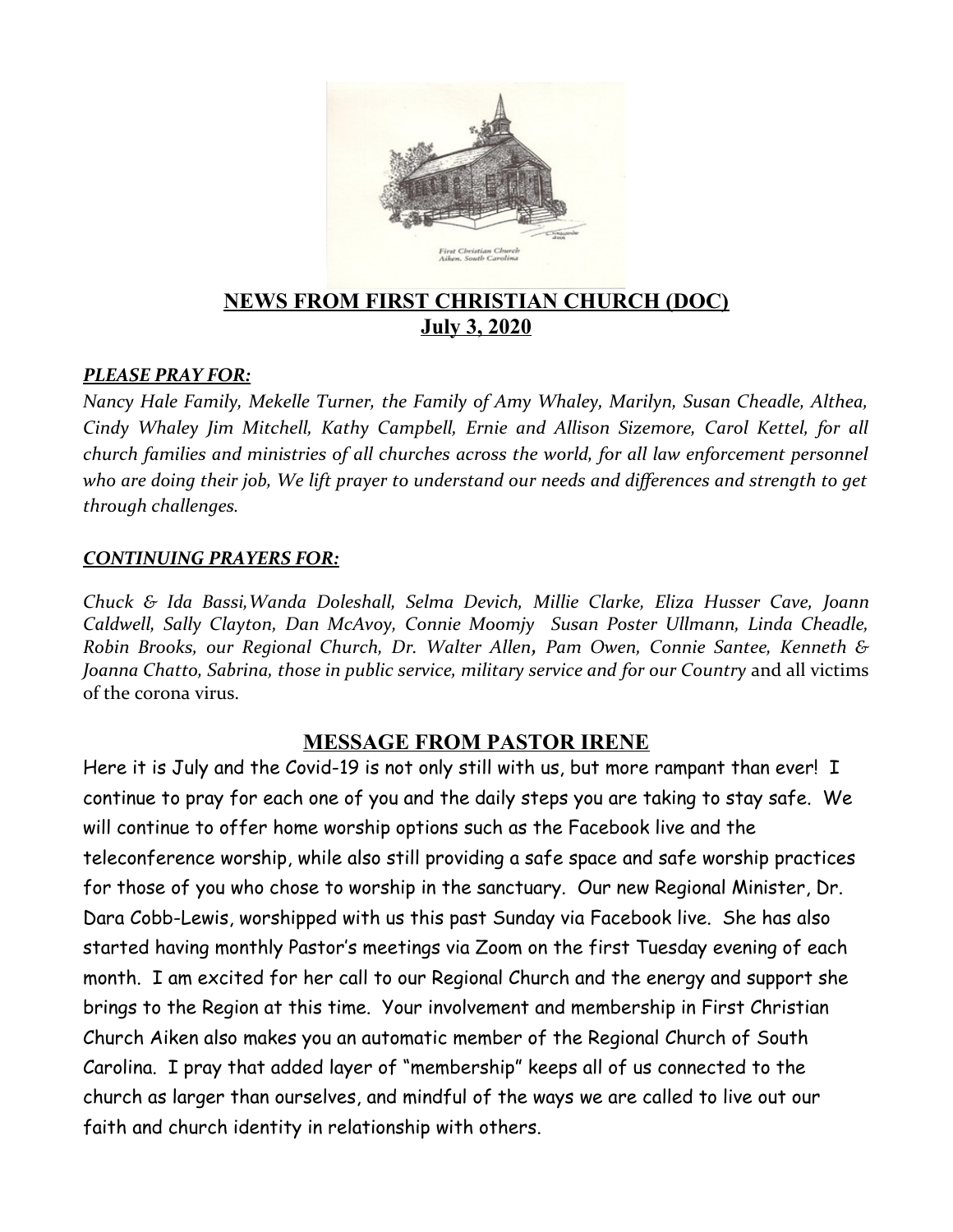# NEWS FROM FIRST CHRISTIAN CHURCH (DOC)

## July 3, 2020

***PLEASE PRAY FOR:***

*Nancy Hale Family, Mekelle Turner, the Family of Amy Whaley, Marilyn, Susan Cheadle, Althea, Cindy Whaley Jim Mitchell, Kathy Campbell, Ernie and Allison Sizemore, Carol Kettel, for all church families and ministries of all churches across the world, for all law enforcement personnel who are doing their job, We lift prayer to understand our needs and differences and strength to get through challenges.*

***CONTINUING PRAYERS FOR:***

*Chuck & Ida Bassi,Wanda Doleshall, Selma Devich, Millie Clarke, Eliza Husser Cave, Joann Caldwell, Sally Clayton, Dan McAvoy, Connie Moomjy Susan Poster Ullmann, Linda Cheadle, Robin Brooks, our Regional Church, Dr. Walter Allen, Pam Owen, Connie Santee, Kenneth & Joanna Chatto, Sabrina, those in public service, military service and for our Country* and all victims of the corona virus.

## MESSAGE FROM PASTOR IRENE

Here it is July and the Covid-19 is not only still with us, but more rampant than ever! I continue to pray for each one of you and the daily steps you are taking to stay safe. We will continue to offer home worship options such as the Facebook live and the teleconference worship, while also still providing a safe space and safe worship practices for those of you who chose to worship in the sanctuary. Our new Regional Minister, Dr. Dara Cobb-Lewis, worshipped with us this past Sunday via Facebook live. She has also started having monthly Pastor's meetings via Zoom on the first Tuesday evening of each month. I am excited for her call to our Regional Church and the energy and support she brings to the Region at this time. Your involvement and membership in First Christian Church Aiken also makes you an automatic member of the Regional Church of South Carolina. I pray that added layer of "membership" keeps all of us connected to the church as larger than ourselves, and mindful of the ways we are called to live out our faith and church identity in relationship with others.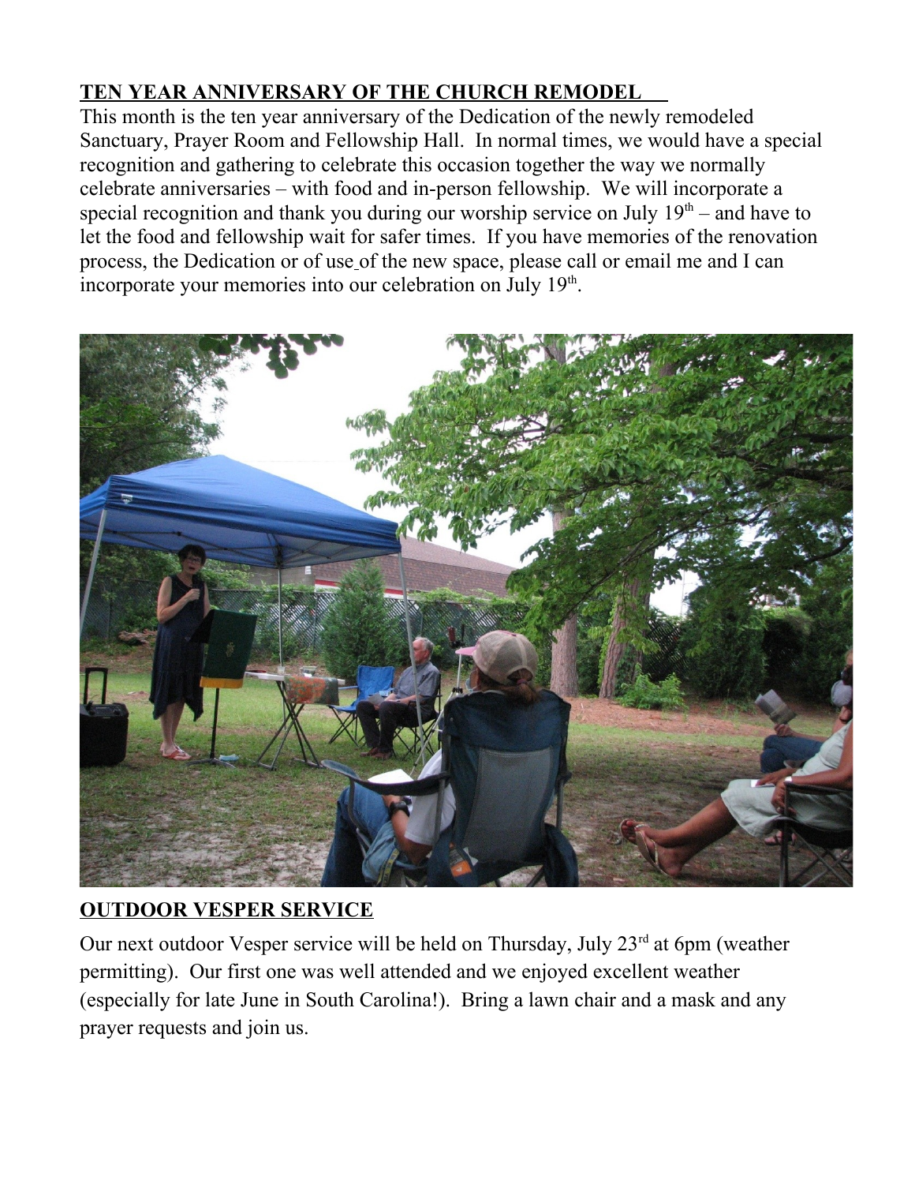## TEN YEAR ANNIVERSARY OF THE CHURCH REMODEL

This month is the ten year anniversary of the Dedication of the newly remodeled Sanctuary, Prayer Room and Fellowship Hall. In normal times, we would have a special recognition and gathering to celebrate this occasion together the way we normally celebrate anniversaries – with food and in-person fellowship. We will incorporate a special recognition and thank you during our worship service on July 19th – and have to let the food and fellowship wait for safer times. If you have memories of the renovation process, the Dedication or of use of the new space, please call or email me and I can incorporate your memories into our celebration on July 19th.

## OUTDOOR VESPER SERVICE

Our next outdoor Vesper service will be held on Thursday, July 23rd at 6pm (weather permitting). Our first one was well attended and we enjoyed excellent weather (especially for late June in South Carolina!). Bring a lawn chair and a mask and any prayer requests and join us.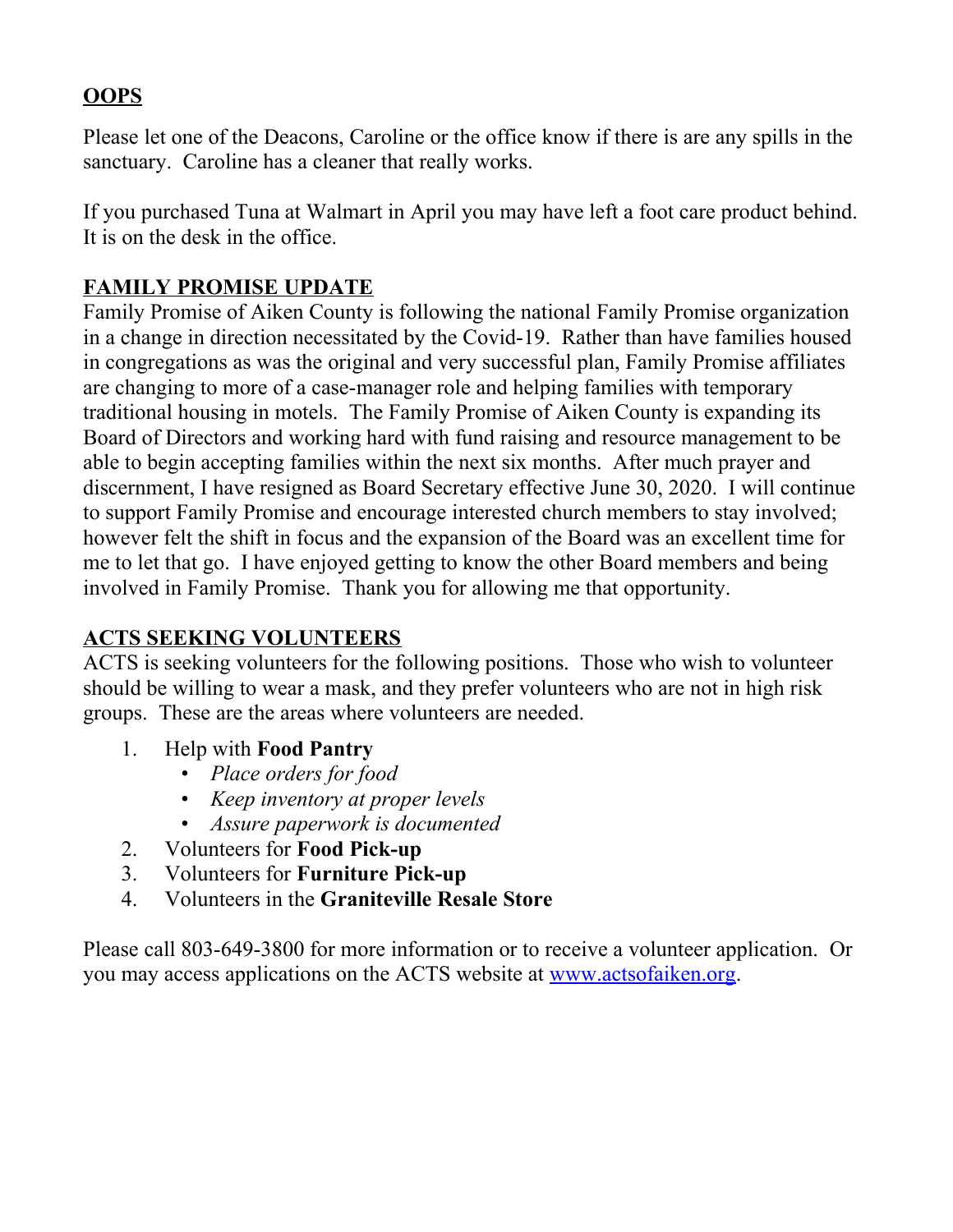**OOPS**

Please let one of the Deacons, Caroline or the office know if there is are any spills in the sanctuary. Caroline has a cleaner that really works.

If you purchased Tuna at Walmart in April you may have left a foot care product behind. It is on the desk in the office.

**FAMILY PROMISE UPDATE**

Family Promise of Aiken County is following the national Family Promise organization in a change in direction necessitated by the Covid-19. Rather than have families housed in congregations as was the original and very successful plan, Family Promise affiliates are changing to more of a case-manager role and helping families with temporary traditional housing in motels. The Family Promise of Aiken County is expanding its Board of Directors and working hard with fund raising and resource management to be able to begin accepting families within the next six months. After much prayer and discernment, I have resigned as Board Secretary effective June 30, 2020. I will continue to support Family Promise and encourage interested church members to stay involved; however felt the shift in focus and the expansion of the Board was an excellent time for me to let that go. I have enjoyed getting to know the other Board members and being involved in Family Promise. Thank you for allowing me that opportunity.

**ACTS SEEKING VOLUNTEERS**

ACTS is seeking volunteers for the following positions. Those who wish to volunteer should be willing to wear a mask, and they prefer volunteers who are not in high risk groups. These are the areas where volunteers are needed.

1. Help with **Food Pantry**
   - *Place orders for food*
   - *Keep inventory at proper levels*
   - *Assure paperwork is documented*
2. Volunteers for **Food Pick-up**
3. Volunteers for **Furniture Pick-up**
4. Volunteers in the **Graniteville Resale Store**

Please call 803-649-3800 for more information or to receive a volunteer application. Or you may access applications on the ACTS website at www.actsofaiken.org.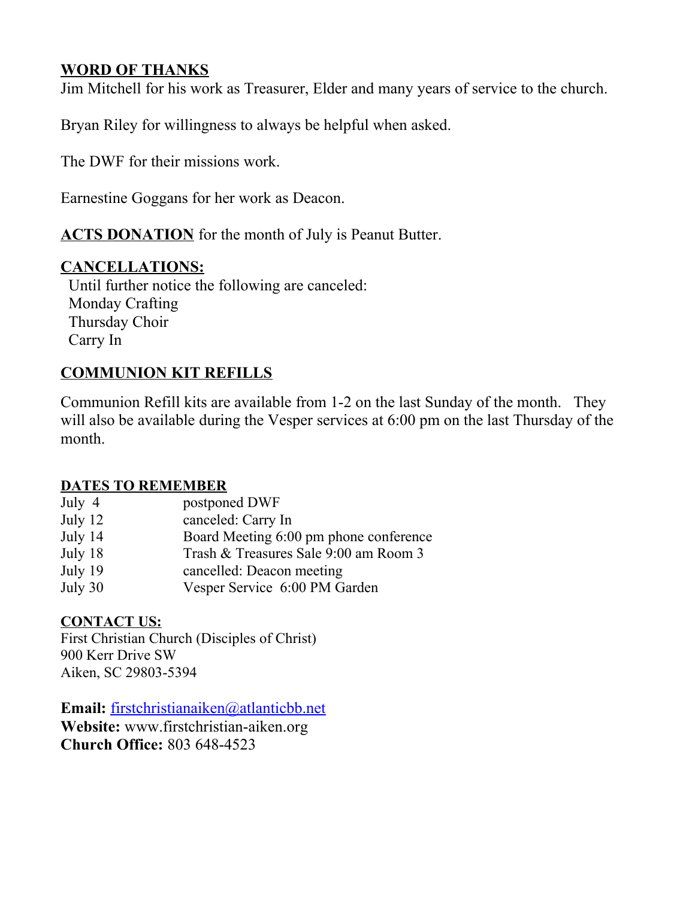**WORD OF THANKS**

Jim Mitchell for his work as Treasurer, Elder and many years of service to the church.

Bryan Riley for willingness to always be helpful when asked.

The DWF for their missions work.

Earnestine Goggans for her work as Deacon.

**ACTS DONATION** for the month of July is Peanut Butter.

**CANCELLATIONS:**

Until further notice the following are canceled:
Monday Crafting
Thursday Choir
Carry In

**COMMUNION KIT REFILLS**

Communion Refill kits are available from 1-2 on the last Sunday of the month. They will also be available during the Vesper services at 6:00 pm on the last Thursday of the month.

**DATES TO REMEMBER**

| | |
|---|---|
| July 4 | postponed DWF |
| July 12 | canceled: Carry In |
| July 14 | Board Meeting 6:00 pm phone conference |
| July 18 | Trash & Treasures Sale 9:00 am Room 3 |
| July 19 | cancelled: Deacon meeting |
| July 30 | Vesper Service 6:00 PM Garden |

**CONTACT US:**

First Christian Church (Disciples of Christ)
900 Kerr Drive SW
Aiken, SC 29803-5394

**Email:** firstchristianaiken@atlanticbb.net
**Website:** www.firstchristian-aiken.org
**Church Office:** 803 648-4523